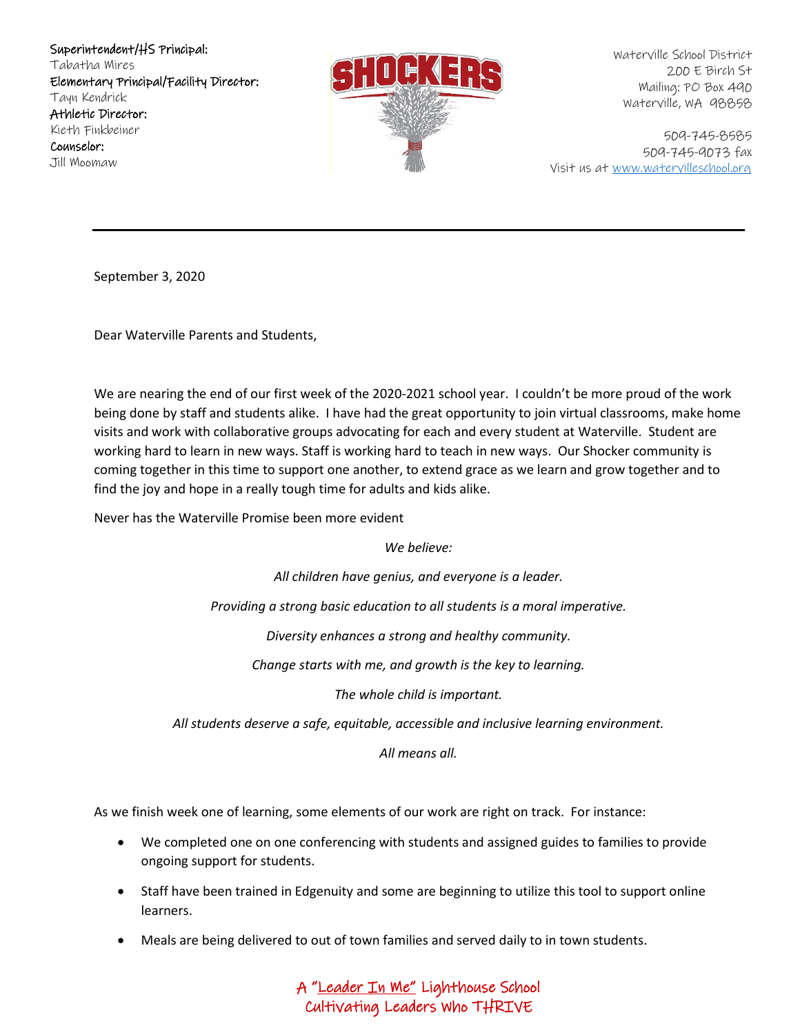**Superintendent/HS Principal:**
Tabatha Mires
**Elementary Principal/Facility Director:**
Tayn Kendrick
**Athletic Director:**
Kieth Finkbeiner
**Counselor:**
Jill Moomaw

SHOCKERS

Waterville School District
200 E Birch St
Mailing: PO Box 490
Waterville, WA 98858

509-745-8585
509-745-9073 fax
Visit us at www.watervilleschool.org

---

September 3, 2020

Dear Waterville Parents and Students,

We are nearing the end of our first week of the 2020-2021 school year. I couldn't be more proud of the work being done by staff and students alike. I have had the great opportunity to join virtual classrooms, make home visits and work with collaborative groups advocating for each and every student at Waterville. Student are working hard to learn in new ways. Staff is working hard to teach in new ways. Our Shocker community is coming together in this time to support one another, to extend grace as we learn and grow together and to find the joy and hope in a really tough time for adults and kids alike.

Never has the Waterville Promise been more evident

*We believe:*

*All children have genius, and everyone is a leader.*

*Providing a strong basic education to all students is a moral imperative.*

*Diversity enhances a strong and healthy community.*

*Change starts with me, and growth is the key to learning.*

*The whole child is important.*

*All students deserve a safe, equitable, accessible and inclusive learning environment.*

*All means all.*

As we finish week one of learning, some elements of our work are right on track. For instance:

- We completed one on one conferencing with students and assigned guides to families to provide ongoing support for students.
- Staff have been trained in Edgenuity and some are beginning to utilize this tool to support online learners.
- Meals are being delivered to out of town families and served daily to in town students.

A "Leader In Me" Lighthouse School
Cultivating Leaders Who THRIVE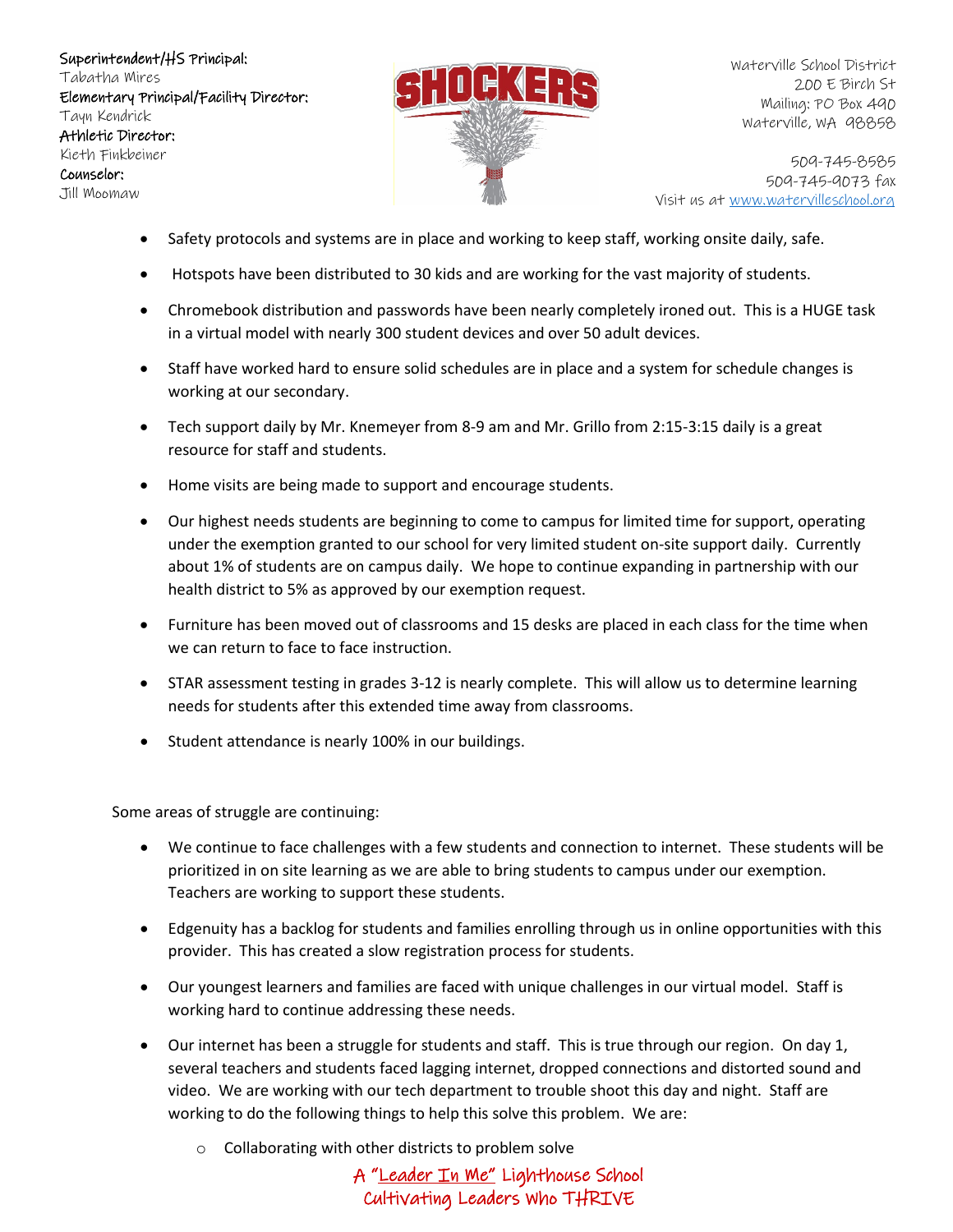Superintendent/HS Principal:
Tabatha Mires
Elementary Principal/Facility Director:
Tayn Kendrick
Athletic Director:
Kieth Finkbeiner
Counselor:
Jill Moomaw

Waterville School District
200 E Birch St
Mailing: PO Box 490
Waterville, WA 98858

509-745-8585
509-745-9073 fax
Visit us at www.watervilleschool.org

- Safety protocols and systems are in place and working to keep staff, working onsite daily, safe.
- Hotspots have been distributed to 30 kids and are working for the vast majority of students.
- Chromebook distribution and passwords have been nearly completely ironed out. This is a HUGE task in a virtual model with nearly 300 student devices and over 50 adult devices.
- Staff have worked hard to ensure solid schedules are in place and a system for schedule changes is working at our secondary.
- Tech support daily by Mr. Knemeyer from 8-9 am and Mr. Grillo from 2:15-3:15 daily is a great resource for staff and students.
- Home visits are being made to support and encourage students.
- Our highest needs students are beginning to come to campus for limited time for support, operating under the exemption granted to our school for very limited student on-site support daily. Currently about 1% of students are on campus daily. We hope to continue expanding in partnership with our health district to 5% as approved by our exemption request.
- Furniture has been moved out of classrooms and 15 desks are placed in each class for the time when we can return to face to face instruction.
- STAR assessment testing in grades 3-12 is nearly complete. This will allow us to determine learning needs for students after this extended time away from classrooms.
- Student attendance is nearly 100% in our buildings.

Some areas of struggle are continuing:

- We continue to face challenges with a few students and connection to internet. These students will be prioritized in on site learning as we are able to bring students to campus under our exemption. Teachers are working to support these students.
- Edgenuity has a backlog for students and families enrolling through us in online opportunities with this provider. This has created a slow registration process for students.
- Our youngest learners and families are faced with unique challenges in our virtual model. Staff is working hard to continue addressing these needs.
- Our internet has been a struggle for students and staff. This is true through our region. On day 1, several teachers and students faced lagging internet, dropped connections and distorted sound and video. We are working with our tech department to trouble shoot this day and night. Staff are working to do the following things to help this solve this problem. We are:
  - Collaborating with other districts to problem solve

A "Leader In Me" Lighthouse School
Cultivating Leaders Who THRIVE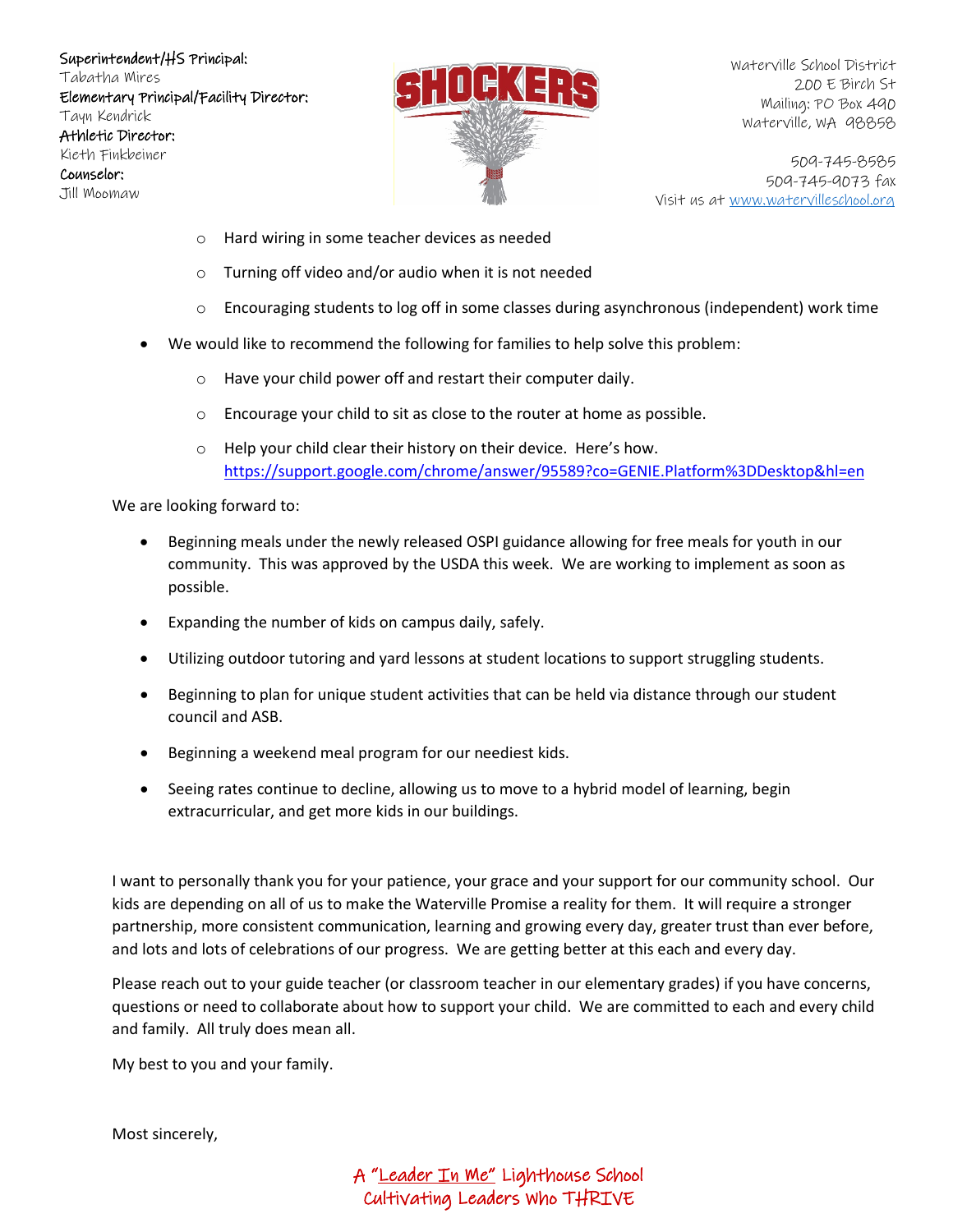- Hard wiring in some teacher devices as needed
    - Turning off video and/or audio when it is not needed
    - Encouraging students to log off in some classes during asynchronous (independent) work time
- We would like to recommend the following for families to help solve this problem:
    - Have your child power off and restart their computer daily.
    - Encourage your child to sit as close to the router at home as possible.
    - Help your child clear their history on their device. Here's how. https://support.google.com/chrome/answer/95589?co=GENIE.Platform%3DDesktop&hl=en

We are looking forward to:

- Beginning meals under the newly released OSPI guidance allowing for free meals for youth in our community. This was approved by the USDA this week. We are working to implement as soon as possible.
- Expanding the number of kids on campus daily, safely.
- Utilizing outdoor tutoring and yard lessons at student locations to support struggling students.
- Beginning to plan for unique student activities that can be held via distance through our student council and ASB.
- Beginning a weekend meal program for our neediest kids.
- Seeing rates continue to decline, allowing us to move to a hybrid model of learning, begin extracurricular, and get more kids in our buildings.

I want to personally thank you for your patience, your grace and your support for our community school. Our kids are depending on all of us to make the Waterville Promise a reality for them. It will require a stronger partnership, more consistent communication, learning and growing every day, greater trust than ever before, and lots and lots of celebrations of our progress. We are getting better at this each and every day.

Please reach out to your guide teacher (or classroom teacher in our elementary grades) if you have concerns, questions or need to collaborate about how to support your child. We are committed to each and every child and family. All truly does mean all.

My best to you and your family.

Most sincerely,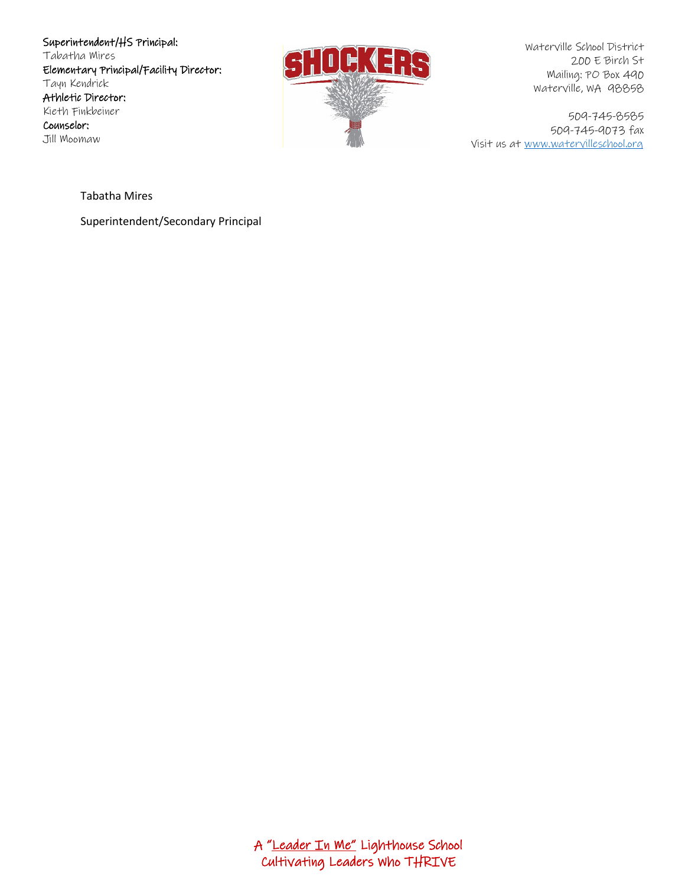Superintendent/HS Principal:
Tabatha Mires
Elementary Principal/Facility Director:
Tayn Kendrick
Athletic Director:
Kieth Finkbeiner
Counselor:
Jill Moomaw

Waterville School District
200 E Birch St
Mailing: PO Box 490
Waterville, WA 98858

509-745-8585
509-745-9073 fax
Visit us at www.watervilleschool.org

Tabatha Mires

Superintendent/Secondary Principal

A "Leader In Me" Lighthouse School
Cultivating Leaders Who THRIVE